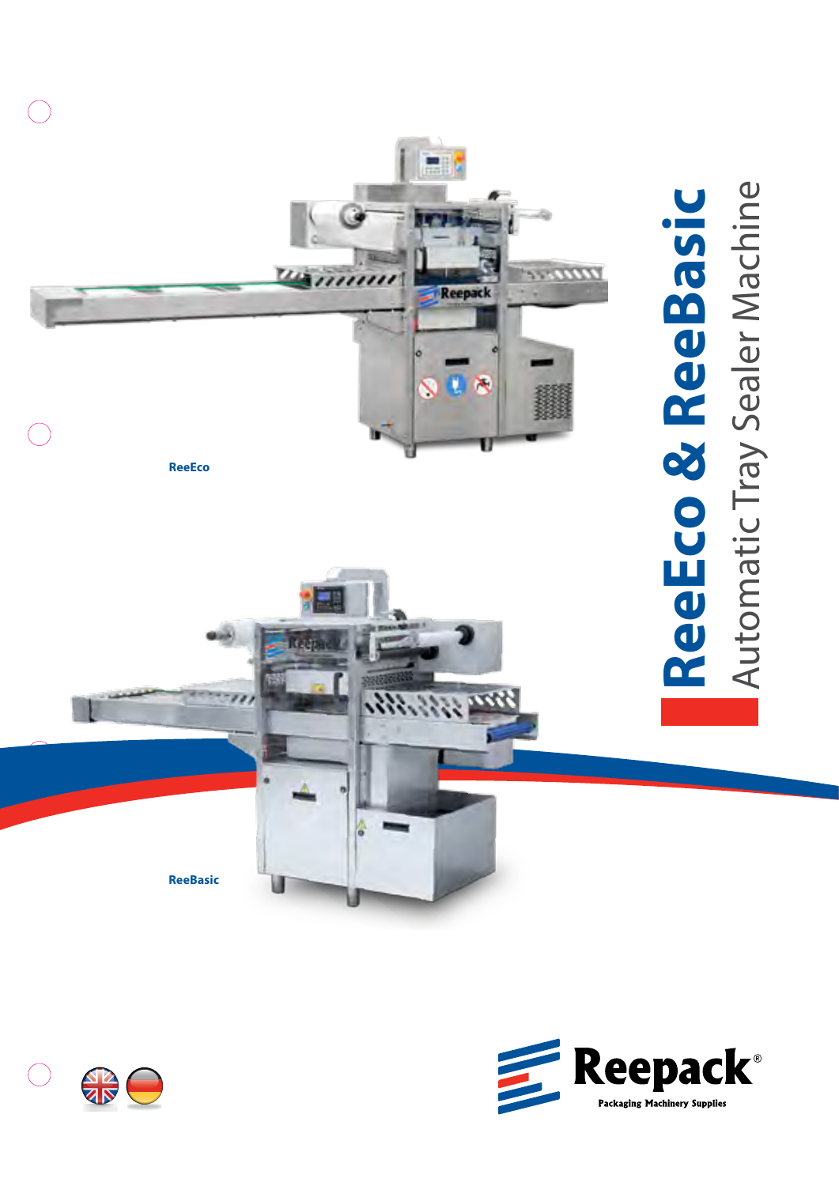# ReeEco & ReeBasic

## Automatic Tray Sealer Machine

ReeEco

ReeBasic

Reepack®

Packaging Machinery Supplies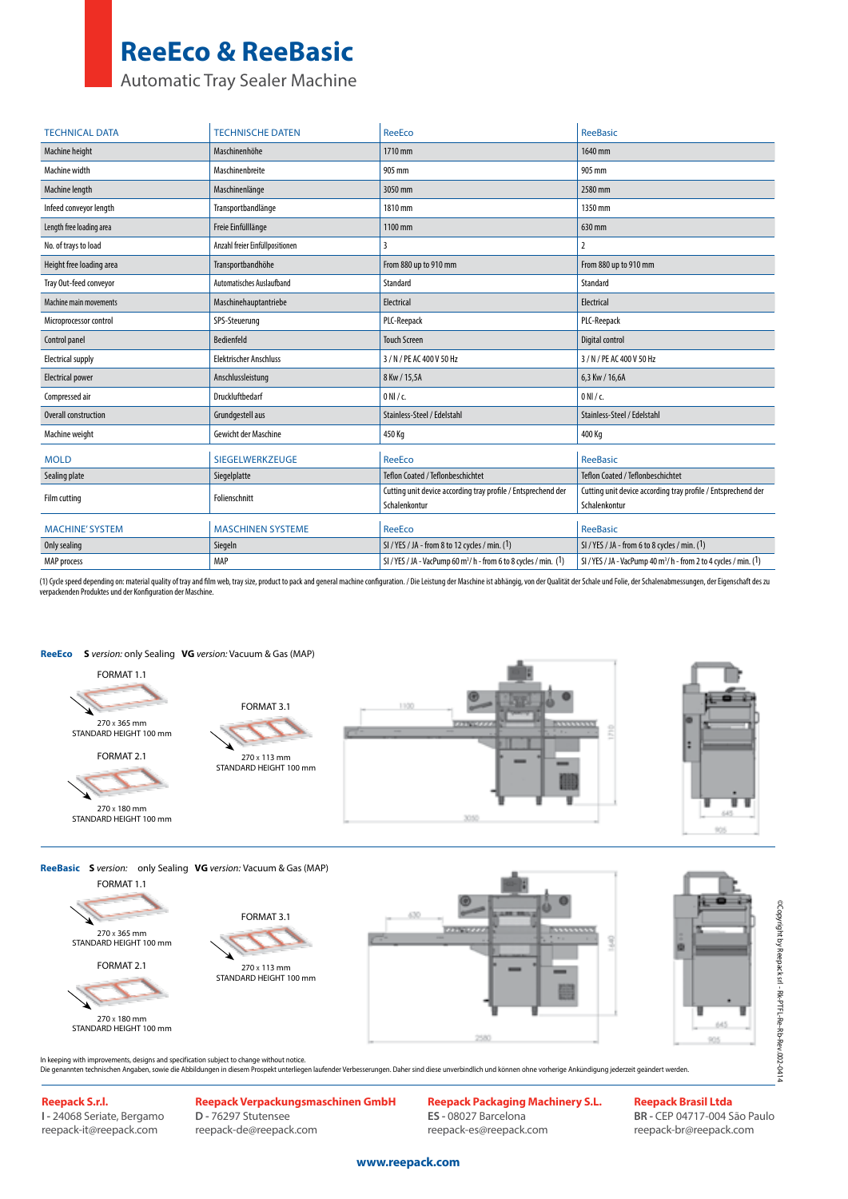# ReeEco & ReeBasic

Automatic Tray Sealer Machine

| TECHNICAL DATA | TECHNISCHE DATEN | ReeEco | ReeBasic |
|---|---|---|---|
| Machine height | Maschinenhöhe | 1710 mm | 1640 mm |
| Machine width | Maschinenbreite | 905 mm | 905 mm |
| Machine length | Maschinenlänge | 3050 mm | 2580 mm |
| Infeed conveyor length | Transportbandlänge | 1810 mm | 1350 mm |
| Length free loading area | Freie Einfülllänge | 1100 mm | 630 mm |
| No. of trays to load | Anzahl freier Einfüllpositionen | 3 | 2 |
| Height free loading area | Transportbandhöhe | From 880 up to 910 mm | From 880 up to 910 mm |
| Tray Out-feed conveyor | Automatisches Auslaufband | Standard | Standard |
| Machine main movements | Maschinehauptantriebe | Electrical | Electrical |
| Microprocessor control | SPS-Steuerung | PLC-Reepack | PLC-Reepack |
| Control panel | Bedienfeld | Touch Screen | Digital control |
| Electrical supply | Elektrischer Anschluss | 3 / N / PE AC 400 V 50 Hz | 3 / N / PE AC 400 V 50 Hz |
| Electrical power | Anschlussleistung | 8 Kw / 15,5A | 6,3 Kw / 16,6A |
| Compressed air | Druckluftbedarf | 0 Nl / c. | 0 Nl / c. |
| Overall construction | Grundgestell aus | Stainless-Steel / Edelstahl | Stainless-Steel / Edelstahl |
| Machine weight | Gewicht der Maschine | 450 Kg | 400 Kg |
| **MOLD** | **SIEGELWERKZEUGE** | **ReeEco** | **ReeBasic** |
| Sealing plate | Siegelplatte | Teflon Coated / Teflonbeschichtet | Teflon Coated / Teflonbeschichtet |
| Film cutting | Folienschnitt | Cutting unit device according tray profile / Entsprechend der Schalenkontur | Cutting unit device according tray profile / Entsprechend der Schalenkontur |
| **MACHINE' SYSTEM** | **MASCHINEN SYSTEME** | **ReeEco** | **ReeBasic** |
| Only sealing | Siegeln | SI / YES / JA - from 8 to 12 cycles / min. (1) | SI / YES / JA - from 6 to 8 cycles / min. (1) |
| MAP process | MAP | SI / YES / JA - VacPump 60 $m^3$/ h - from 6 to 8 cycles / min. (1) | SI / YES / JA - VacPump 40 $m^3$/ h - from 2 to 4 cycles / min. (1) |

(1) Cycle speed depending on: material quality of tray and film web, tray size, product to pack and general machine configuration. / Die Leistung der Maschine ist abhängig, von der Qualität der Schale und Folie, der Schalenabmessungen, der Eigenschaft des zu verpackenden Produktes und der Konfiguration der Maschine.

**ReeEco** **S** *version:* only Sealing **VG** *version:* Vacuum & Gas (MAP)

FORMAT 1.1
270 x 365 mm
STANDARD HEIGHT 100 mm

FORMAT 2.1
270 x 180 mm
STANDARD HEIGHT 100 mm

FORMAT 3.1
270 x 113 mm
STANDARD HEIGHT 100 mm

1100
1710
3050
645
905

**ReeBasic** **S** *version:* only Sealing **VG** *version:* Vacuum & Gas (MAP)

FORMAT 1.1
270 x 365 mm
STANDARD HEIGHT 100 mm

FORMAT 2.1
270 x 180 mm
STANDARD HEIGHT 100 mm

FORMAT 3.1
270 x 113 mm
STANDARD HEIGHT 100 mm

630
1640
2580
645
905

In keeping with improvements, designs and specification subject to change without notice.
Die genannten technischen Angaben, sowie die Abbildungen in diesem Prospekt unterliegen laufender Verbesserungen. Daher sind diese unverbindlich und können ohne vorherige Ankündigung jederzeit geändert werden.

©Copyright by Reepack srl - Rk-PTFL-Re-Rb-Rev.002-0414

**Reepack S.r.l.**
I - 24068 Seriate, Bergamo
reepack-it@reepack.com

**Reepack Verpackungsmaschinen GmbH**
D - 76297 Stutensee
reepack-de@reepack.com

**Reepack Packaging Machinery S.L.**
ES - 08027 Barcelona
reepack-es@reepack.com

**Reepack Brasil Ltda**
BR - CEP 04717-004 São Paulo
reepack-br@reepack.com

**www.reepack.com**